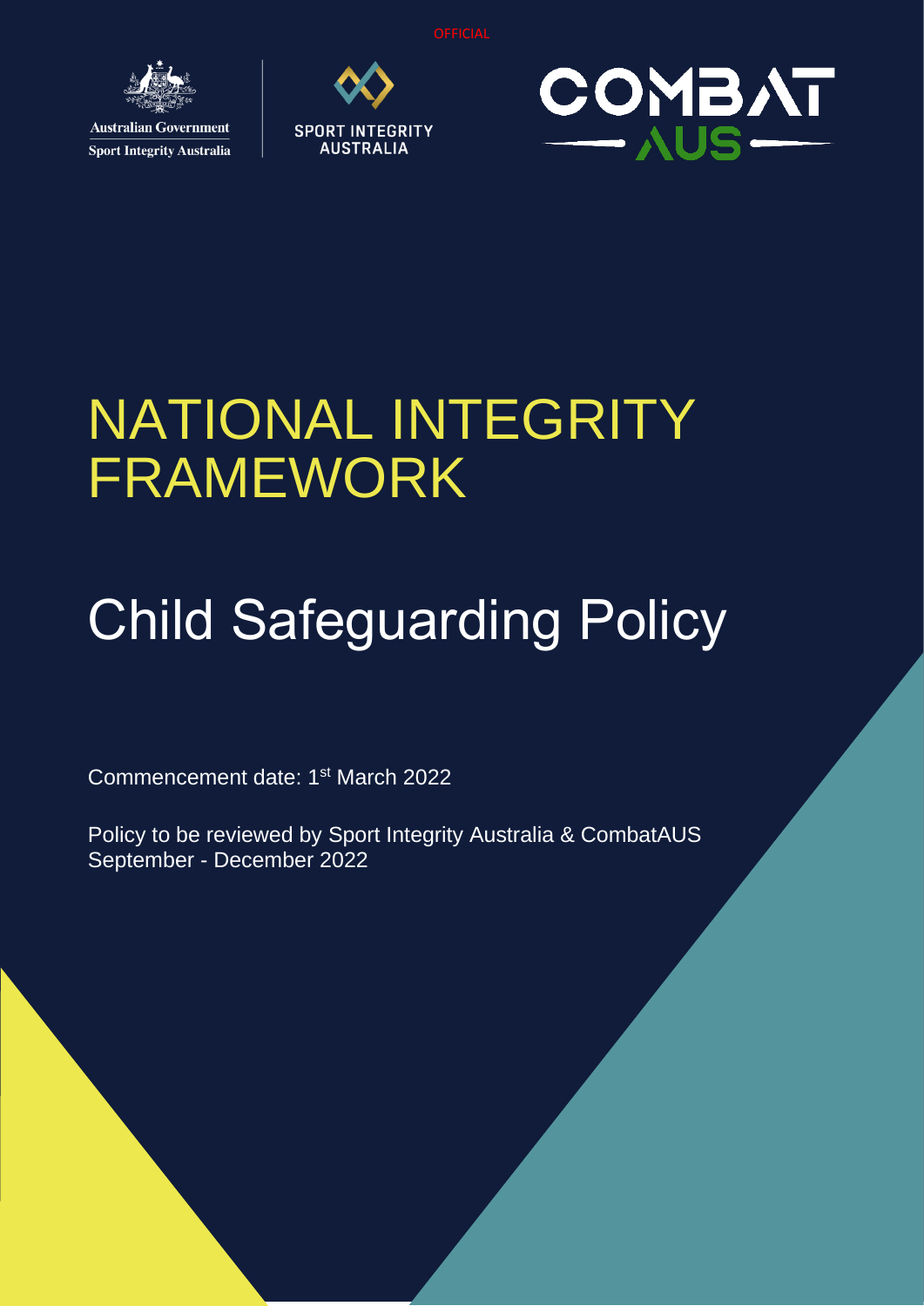OFFICIAL

Australian Government
Sport Integrity Australia

SPORT INTEGRITY AUSTRALIA

COMBAT AUS

# NATIONAL INTEGRITY FRAMEWORK

# Child Safeguarding Policy

Commencement date: 1st March 2022

Policy to be reviewed by Sport Integrity Australia & CombatAUS September - December 2022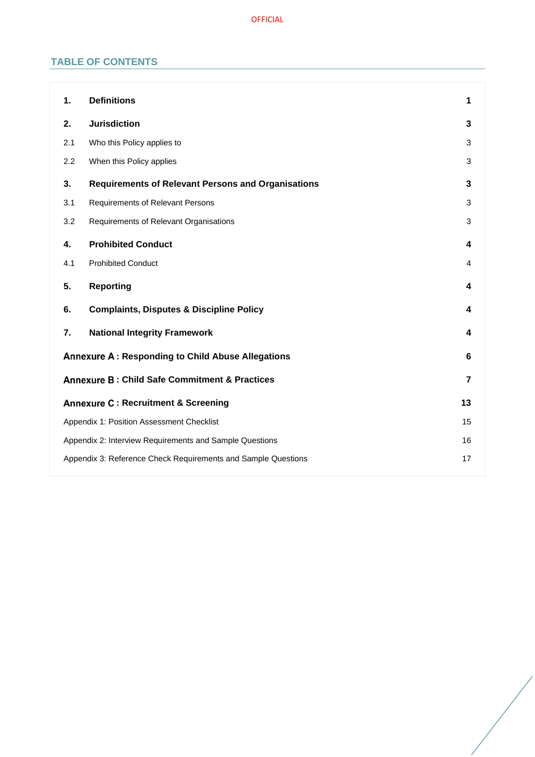## TABLE OF CONTENTS

| | | |
|---|---|---|
| **1.** | **Definitions** | **1** |
| **2.** | **Jurisdiction** | **3** |
| 2.1 | Who this Policy applies to | 3 |
| 2.2 | When this Policy applies | 3 |
| **3.** | **Requirements of Relevant Persons and Organisations** | **3** |
| 3.1 | Requirements of Relevant Persons | 3 |
| 3.2 | Requirements of Relevant Organisations | 3 |
| **4.** | **Prohibited Conduct** | **4** |
| 4.1 | Prohibited Conduct | 4 |
| **5.** | **Reporting** | **4** |
| **6.** | **Complaints, Disputes & Discipline Policy** | **4** |
| **7.** | **National Integrity Framework** | **4** |
| **Annexure A : Responding to Child Abuse Allegations** | | **6** |
| **Annexure B : Child Safe Commitment & Practices** | | **7** |
| **Annexure C : Recruitment & Screening** | | **13** |
| Appendix 1: Position Assessment Checklist | | 15 |
| Appendix 2: Interview Requirements and Sample Questions | | 16 |
| Appendix 3: Reference Check Requirements and Sample Questions | | 17 |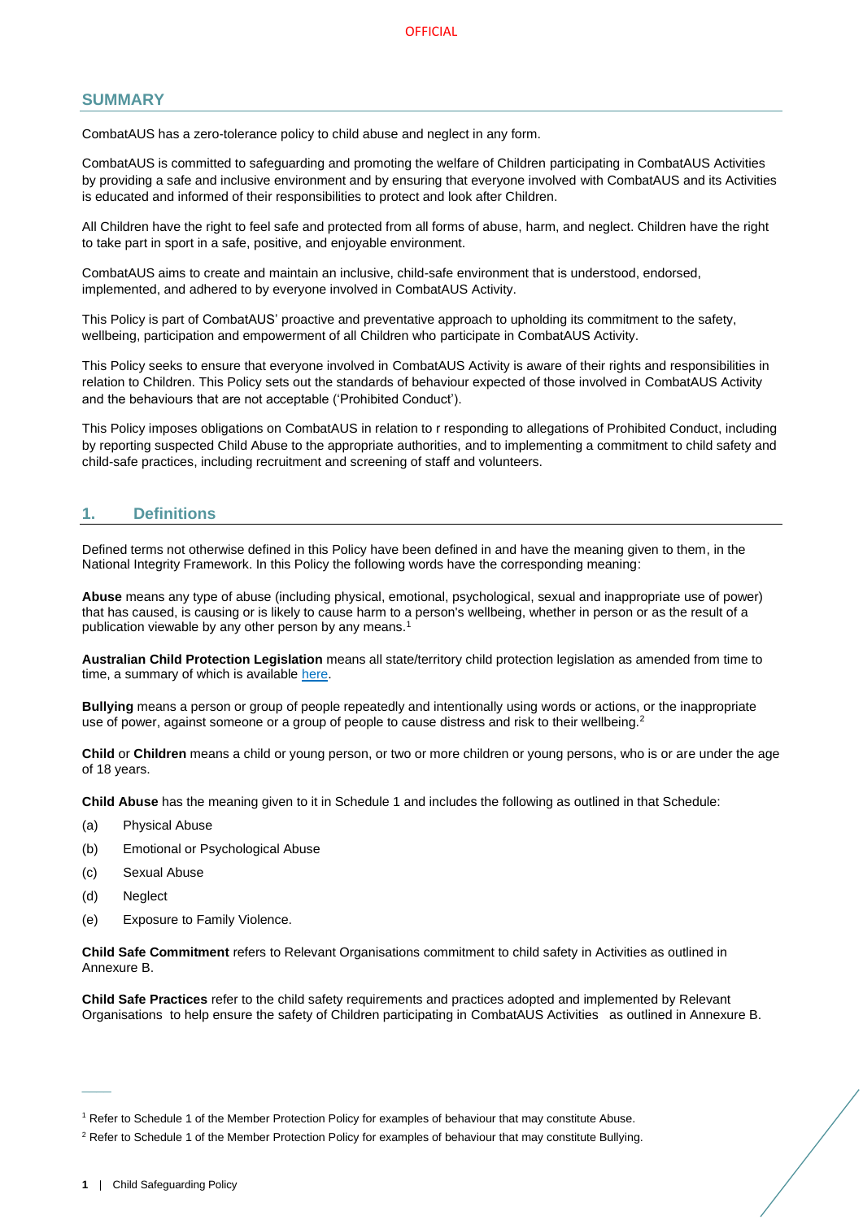## SUMMARY

CombatAUS has a zero-tolerance policy to child abuse and neglect in any form.

CombatAUS is committed to safeguarding and promoting the welfare of Children participating in CombatAUS Activities by providing a safe and inclusive environment and by ensuring that everyone involved with CombatAUS and its Activities is educated and informed of their responsibilities to protect and look after Children.

All Children have the right to feel safe and protected from all forms of abuse, harm, and neglect. Children have the right to take part in sport in a safe, positive, and enjoyable environment.

CombatAUS aims to create and maintain an inclusive, child-safe environment that is understood, endorsed, implemented, and adhered to by everyone involved in CombatAUS Activity.

This Policy is part of CombatAUS' proactive and preventative approach to upholding its commitment to the safety, wellbeing, participation and empowerment of all Children who participate in CombatAUS Activity.

This Policy seeks to ensure that everyone involved in CombatAUS Activity is aware of their rights and responsibilities in relation to Children. This Policy sets out the standards of behaviour expected of those involved in CombatAUS Activity and the behaviours that are not acceptable ('Prohibited Conduct').

This Policy imposes obligations on CombatAUS in relation to r responding to allegations of Prohibited Conduct, including by reporting suspected Child Abuse to the appropriate authorities, and to implementing a commitment to child safety and child-safe practices, including recruitment and screening of staff and volunteers.

## 1. Definitions

Defined terms not otherwise defined in this Policy have been defined in and have the meaning given to them, in the National Integrity Framework. In this Policy the following words have the corresponding meaning:

**Abuse** means any type of abuse (including physical, emotional, psychological, sexual and inappropriate use of power) that has caused, is causing or is likely to cause harm to a person's wellbeing, whether in person or as the result of a publication viewable by any other person by any means.[1]

**Australian Child Protection Legislation** means all state/territory child protection legislation as amended from time to time, a summary of which is available here.

**Bullying** means a person or group of people repeatedly and intentionally using words or actions, or the inappropriate use of power, against someone or a group of people to cause distress and risk to their wellbeing.[2]

**Child** or **Children** means a child or young person, or two or more children or young persons, who is or are under the age of 18 years.

**Child Abuse** has the meaning given to it in Schedule 1 and includes the following as outlined in that Schedule:

(a) Physical Abuse

(b) Emotional or Psychological Abuse

(c) Sexual Abuse

(d) Neglect

(e) Exposure to Family Violence.

**Child Safe Commitment** refers to Relevant Organisations commitment to child safety in Activities as outlined in Annexure B.

**Child Safe Practices** refer to the child safety requirements and practices adopted and implemented by Relevant Organisations to help ensure the safety of Children participating in CombatAUS Activities as outlined in Annexure B.

[1] Refer to Schedule 1 of the Member Protection Policy for examples of behaviour that may constitute Abuse.

[2] Refer to Schedule 1 of the Member Protection Policy for examples of behaviour that may constitute Bullying.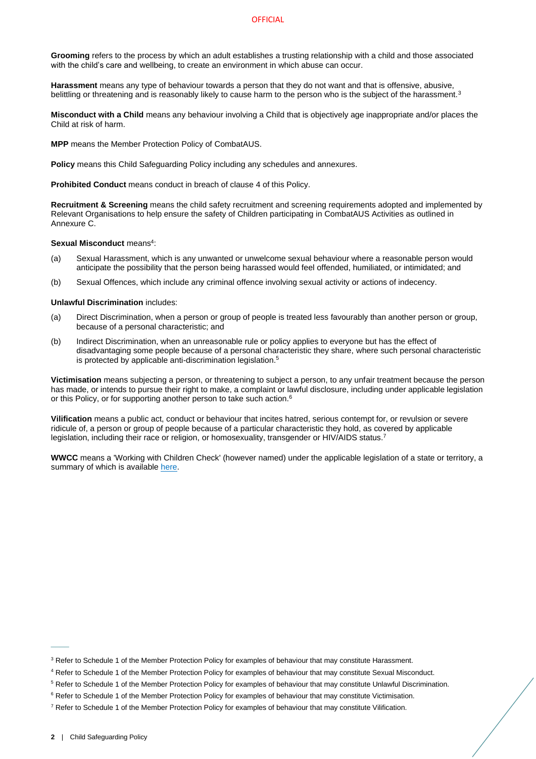**Grooming** refers to the process by which an adult establishes a trusting relationship with a child and those associated with the child's care and wellbeing, to create an environment in which abuse can occur.

**Harassment** means any type of behaviour towards a person that they do not want and that is offensive, abusive, belittling or threatening and is reasonably likely to cause harm to the person who is the subject of the harassment.[3]

**Misconduct with a Child** means any behaviour involving a Child that is objectively age inappropriate and/or places the Child at risk of harm.

**MPP** means the Member Protection Policy of CombatAUS.

**Policy** means this Child Safeguarding Policy including any schedules and annexures.

**Prohibited Conduct** means conduct in breach of clause 4 of this Policy.

**Recruitment & Screening** means the child safety recruitment and screening requirements adopted and implemented by Relevant Organisations to help ensure the safety of Children participating in CombatAUS Activities as outlined in Annexure C.

**Sexual Misconduct** means[4]:

(a) Sexual Harassment, which is any unwanted or unwelcome sexual behaviour where a reasonable person would anticipate the possibility that the person being harassed would feel offended, humiliated, or intimidated; and

(b) Sexual Offences, which include any criminal offence involving sexual activity or actions of indecency.

**Unlawful Discrimination** includes:

(a) Direct Discrimination, when a person or group of people is treated less favourably than another person or group, because of a personal characteristic; and

(b) Indirect Discrimination, when an unreasonable rule or policy applies to everyone but has the effect of disadvantaging some people because of a personal characteristic they share, where such personal characteristic is protected by applicable anti-discrimination legislation.[5]

**Victimisation** means subjecting a person, or threatening to subject a person, to any unfair treatment because the person has made, or intends to pursue their right to make, a complaint or lawful disclosure, including under applicable legislation or this Policy, or for supporting another person to take such action.[6]

**Vilification** means a public act, conduct or behaviour that incites hatred, serious contempt for, or revulsion or severe ridicule of, a person or group of people because of a particular characteristic they hold, as covered by applicable legislation, including their race or religion, or homosexuality, transgender or HIV/AIDS status.[7]

**WWCC** means a 'Working with Children Check' (however named) under the applicable legislation of a state or territory, a summary of which is available here.

---

[3] Refer to Schedule 1 of the Member Protection Policy for examples of behaviour that may constitute Harassment.

[4] Refer to Schedule 1 of the Member Protection Policy for examples of behaviour that may constitute Sexual Misconduct.

[5] Refer to Schedule 1 of the Member Protection Policy for examples of behaviour that may constitute Unlawful Discrimination.

[6] Refer to Schedule 1 of the Member Protection Policy for examples of behaviour that may constitute Victimisation.

[7] Refer to Schedule 1 of the Member Protection Policy for examples of behaviour that may constitute Vilification.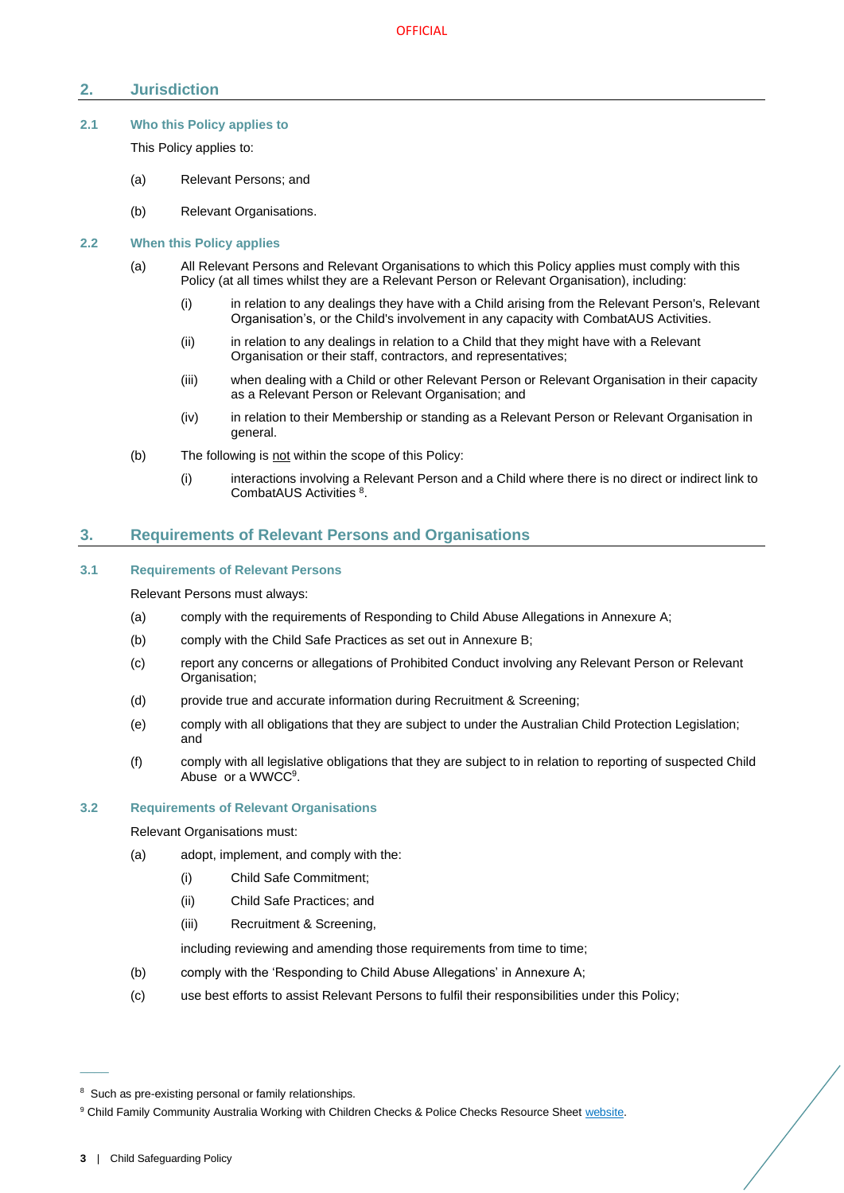## 2. Jurisdiction

### 2.1 Who this Policy applies to

This Policy applies to:

(a) Relevant Persons; and

(b) Relevant Organisations.

### 2.2 When this Policy applies

(a) All Relevant Persons and Relevant Organisations to which this Policy applies must comply with this Policy (at all times whilst they are a Relevant Person or Relevant Organisation), including:

  (i) in relation to any dealings they have with a Child arising from the Relevant Person's, Relevant Organisation's, or the Child's involvement in any capacity with CombatAUS Activities.

  (ii) in relation to any dealings in relation to a Child that they might have with a Relevant Organisation or their staff, contractors, and representatives;

  (iii) when dealing with a Child or other Relevant Person or Relevant Organisation in their capacity as a Relevant Person or Relevant Organisation; and

  (iv) in relation to their Membership or standing as a Relevant Person or Relevant Organisation in general.

(b) The following is <u>not</u> within the scope of this Policy:

  (i) interactions involving a Relevant Person and a Child where there is no direct or indirect link to CombatAUS Activities [8].

## 3. Requirements of Relevant Persons and Organisations

### 3.1 Requirements of Relevant Persons

Relevant Persons must always:

(a) comply with the requirements of Responding to Child Abuse Allegations in Annexure A;

(b) comply with the Child Safe Practices as set out in Annexure B;

(c) report any concerns or allegations of Prohibited Conduct involving any Relevant Person or Relevant Organisation;

(d) provide true and accurate information during Recruitment & Screening;

(e) comply with all obligations that they are subject to under the Australian Child Protection Legislation; and

(f) comply with all legislative obligations that they are subject to in relation to reporting of suspected Child Abuse or a WWCC[9].

### 3.2 Requirements of Relevant Organisations

Relevant Organisations must:

(a) adopt, implement, and comply with the:

  (i) Child Safe Commitment;

  (ii) Child Safe Practices; and

  (iii) Recruitment & Screening,

  including reviewing and amending those requirements from time to time;

(b) comply with the 'Responding to Child Abuse Allegations' in Annexure A;

(c) use best efforts to assist Relevant Persons to fulfil their responsibilities under this Policy;

---

[8] Such as pre-existing personal or family relationships.

[9] Child Family Community Australia Working with Children Checks & Police Checks Resource Sheet [website](website).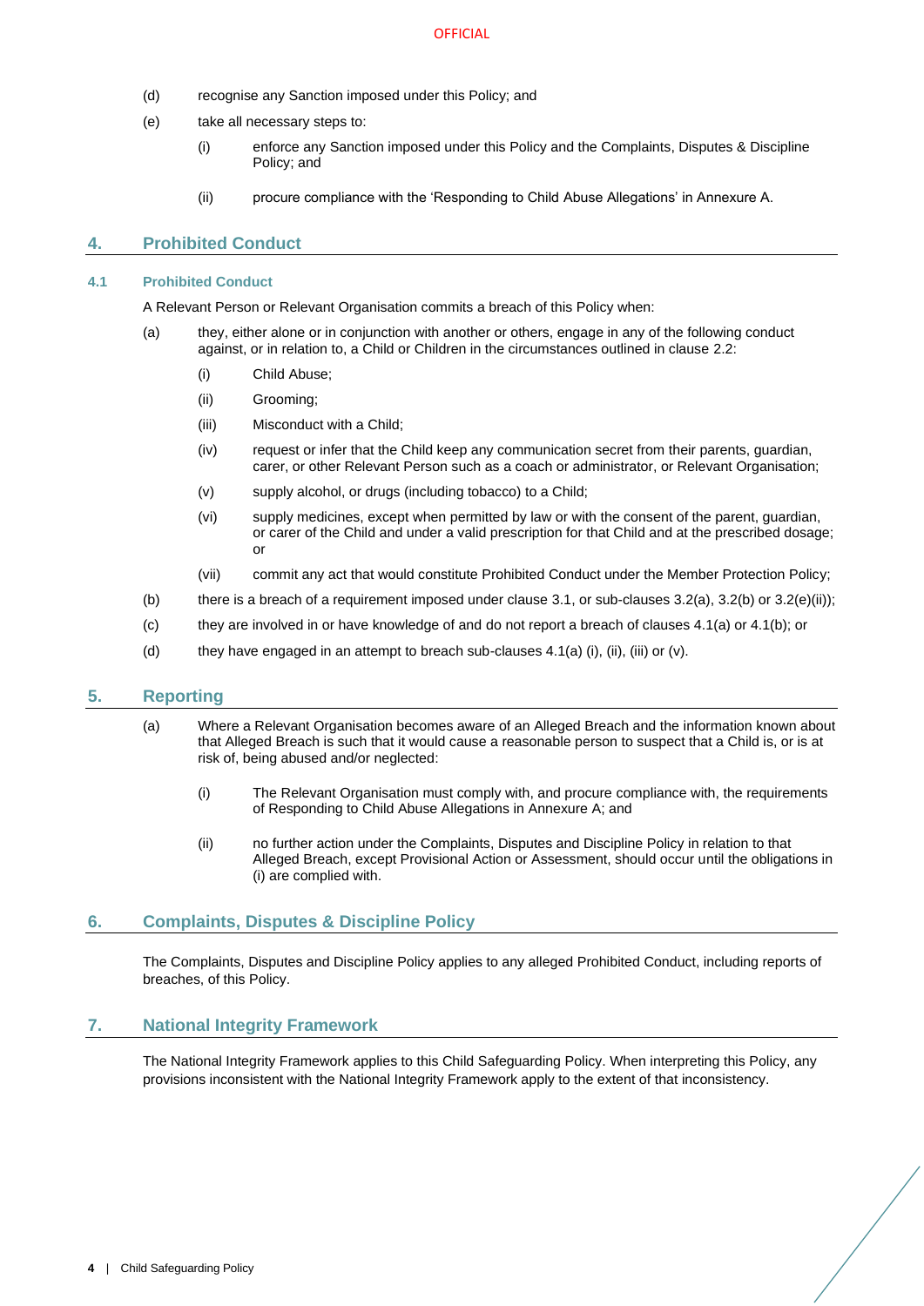(d) recognise any Sanction imposed under this Policy; and

(e) take all necessary steps to:

  (i) enforce any Sanction imposed under this Policy and the Complaints, Disputes & Discipline Policy; and

  (ii) procure compliance with the 'Responding to Child Abuse Allegations' in Annexure A.

## 4. Prohibited Conduct

### 4.1 Prohibited Conduct

A Relevant Person or Relevant Organisation commits a breach of this Policy when:

(a) they, either alone or in conjunction with another or others, engage in any of the following conduct against, or in relation to, a Child or Children in the circumstances outlined in clause 2.2:

  (i) Child Abuse;

  (ii) Grooming;

  (iii) Misconduct with a Child;

  (iv) request or infer that the Child keep any communication secret from their parents, guardian, carer, or other Relevant Person such as a coach or administrator, or Relevant Organisation;

  (v) supply alcohol, or drugs (including tobacco) to a Child;

  (vi) supply medicines, except when permitted by law or with the consent of the parent, guardian, or carer of the Child and under a valid prescription for that Child and at the prescribed dosage; or

  (vii) commit any act that would constitute Prohibited Conduct under the Member Protection Policy;

(b) there is a breach of a requirement imposed under clause 3.1, or sub-clauses 3.2(a), 3.2(b) or 3.2(e)(ii));

(c) they are involved in or have knowledge of and do not report a breach of clauses 4.1(a) or 4.1(b); or

(d) they have engaged in an attempt to breach sub-clauses 4.1(a) (i), (ii), (iii) or (v).

## 5. Reporting

(a) Where a Relevant Organisation becomes aware of an Alleged Breach and the information known about that Alleged Breach is such that it would cause a reasonable person to suspect that a Child is, or is at risk of, being abused and/or neglected:

  (i) The Relevant Organisation must comply with, and procure compliance with, the requirements of Responding to Child Abuse Allegations in Annexure A; and

  (ii) no further action under the Complaints, Disputes and Discipline Policy in relation to that Alleged Breach, except Provisional Action or Assessment, should occur until the obligations in (i) are complied with.

## 6. Complaints, Disputes & Discipline Policy

The Complaints, Disputes and Discipline Policy applies to any alleged Prohibited Conduct, including reports of breaches, of this Policy.

## 7. National Integrity Framework

The National Integrity Framework applies to this Child Safeguarding Policy. When interpreting this Policy, any provisions inconsistent with the National Integrity Framework apply to the extent of that inconsistency.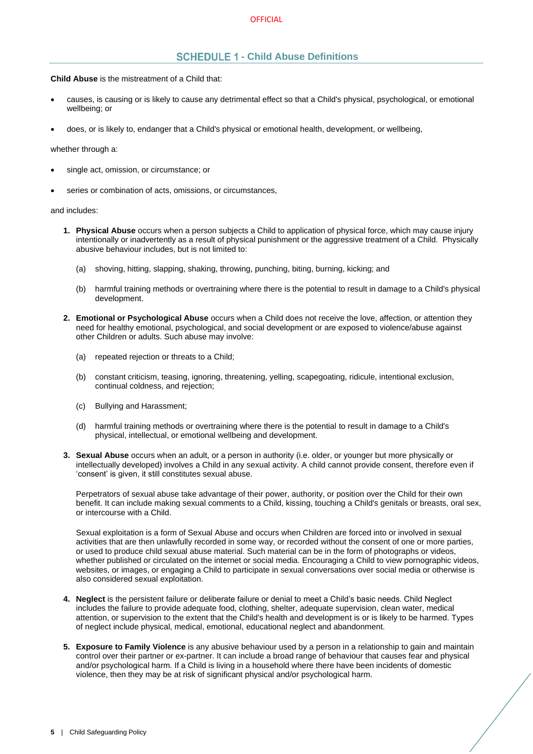## SCHEDULE 1 - Child Abuse Definitions

**Child Abuse** is the mistreatment of a Child that:

- causes, is causing or is likely to cause any detrimental effect so that a Child's physical, psychological, or emotional wellbeing; or
- does, or is likely to, endanger that a Child's physical or emotional health, development, or wellbeing,

whether through a:

- single act, omission, or circumstance; or
- series or combination of acts, omissions, or circumstances,

and includes:

1. **Physical Abuse** occurs when a person subjects a Child to application of physical force, which may cause injury intentionally or inadvertently as a result of physical punishment or the aggressive treatment of a Child. Physically abusive behaviour includes, but is not limited to:

   (a) shoving, hitting, slapping, shaking, throwing, punching, biting, burning, kicking; and

   (b) harmful training methods or overtraining where there is the potential to result in damage to a Child's physical development.

2. **Emotional or Psychological Abuse** occurs when a Child does not receive the love, affection, or attention they need for healthy emotional, psychological, and social development or are exposed to violence/abuse against other Children or adults. Such abuse may involve:

   (a) repeated rejection or threats to a Child;

   (b) constant criticism, teasing, ignoring, threatening, yelling, scapegoating, ridicule, intentional exclusion, continual coldness, and rejection;

   (c) Bullying and Harassment;

   (d) harmful training methods or overtraining where there is the potential to result in damage to a Child's physical, intellectual, or emotional wellbeing and development.

3. **Sexual Abuse** occurs when an adult, or a person in authority (i.e. older, or younger but more physically or intellectually developed) involves a Child in any sexual activity. A child cannot provide consent, therefore even if 'consent' is given, it still constitutes sexual abuse.

   Perpetrators of sexual abuse take advantage of their power, authority, or position over the Child for their own benefit. It can include making sexual comments to a Child, kissing, touching a Child's genitals or breasts, oral sex, or intercourse with a Child.

   Sexual exploitation is a form of Sexual Abuse and occurs when Children are forced into or involved in sexual activities that are then unlawfully recorded in some way, or recorded without the consent of one or more parties, or used to produce child sexual abuse material. Such material can be in the form of photographs or videos, whether published or circulated on the internet or social media. Encouraging a Child to view pornographic videos, websites, or images, or engaging a Child to participate in sexual conversations over social media or otherwise is also considered sexual exploitation.

4. **Neglect** is the persistent failure or deliberate failure or denial to meet a Child's basic needs. Child Neglect includes the failure to provide adequate food, clothing, shelter, adequate supervision, clean water, medical attention, or supervision to the extent that the Child's health and development is or is likely to be harmed. Types of neglect include physical, medical, emotional, educational neglect and abandonment.

5. **Exposure to Family Violence** is any abusive behaviour used by a person in a relationship to gain and maintain control over their partner or ex-partner. It can include a broad range of behaviour that causes fear and physical and/or psychological harm. If a Child is living in a household where there have been incidents of domestic violence, then they may be at risk of significant physical and/or psychological harm.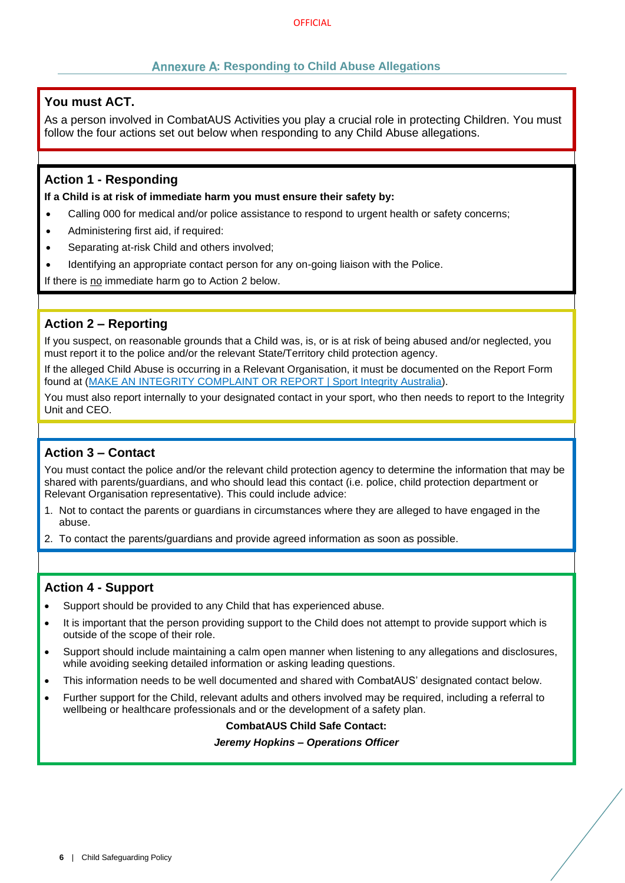## Annexure A: Responding to Child Abuse Allegations

### You must ACT.

As a person involved in CombatAUS Activities you play a crucial role in protecting Children. You must follow the four actions set out below when responding to any Child Abuse allegations.

### Action 1 - Responding

**If a Child is at risk of immediate harm you must ensure their safety by:**

- Calling 000 for medical and/or police assistance to respond to urgent health or safety concerns;
- Administering first aid, if required:
- Separating at-risk Child and others involved;
- Identifying an appropriate contact person for any on-going liaison with the Police.

If there is no immediate harm go to Action 2 below.

### Action 2 – Reporting

If you suspect, on reasonable grounds that a Child was, is, or is at risk of being abused and/or neglected, you must report it to the police and/or the relevant State/Territory child protection agency.

If the alleged Child Abuse is occurring in a Relevant Organisation, it must be documented on the Report Form found at (MAKE AN INTEGRITY COMPLAINT OR REPORT | Sport Integrity Australia).

You must also report internally to your designated contact in your sport, who then needs to report to the Integrity Unit and CEO.

### Action 3 – Contact

You must contact the police and/or the relevant child protection agency to determine the information that may be shared with parents/guardians, and who should lead this contact (i.e. police, child protection department or Relevant Organisation representative). This could include advice:

1. Not to contact the parents or guardians in circumstances where they are alleged to have engaged in the abuse.
2. To contact the parents/guardians and provide agreed information as soon as possible.

### Action 4 - Support

- Support should be provided to any Child that has experienced abuse.
- It is important that the person providing support to the Child does not attempt to provide support which is outside of the scope of their role.
- Support should include maintaining a calm open manner when listening to any allegations and disclosures, while avoiding seeking detailed information or asking leading questions.
- This information needs to be well documented and shared with CombatAUS' designated contact below.
- Further support for the Child, relevant adults and others involved may be required, including a referral to wellbeing or healthcare professionals and or the development of a safety plan.

**CombatAUS Child Safe Contact:**

***Jeremy Hopkins – Operations Officer***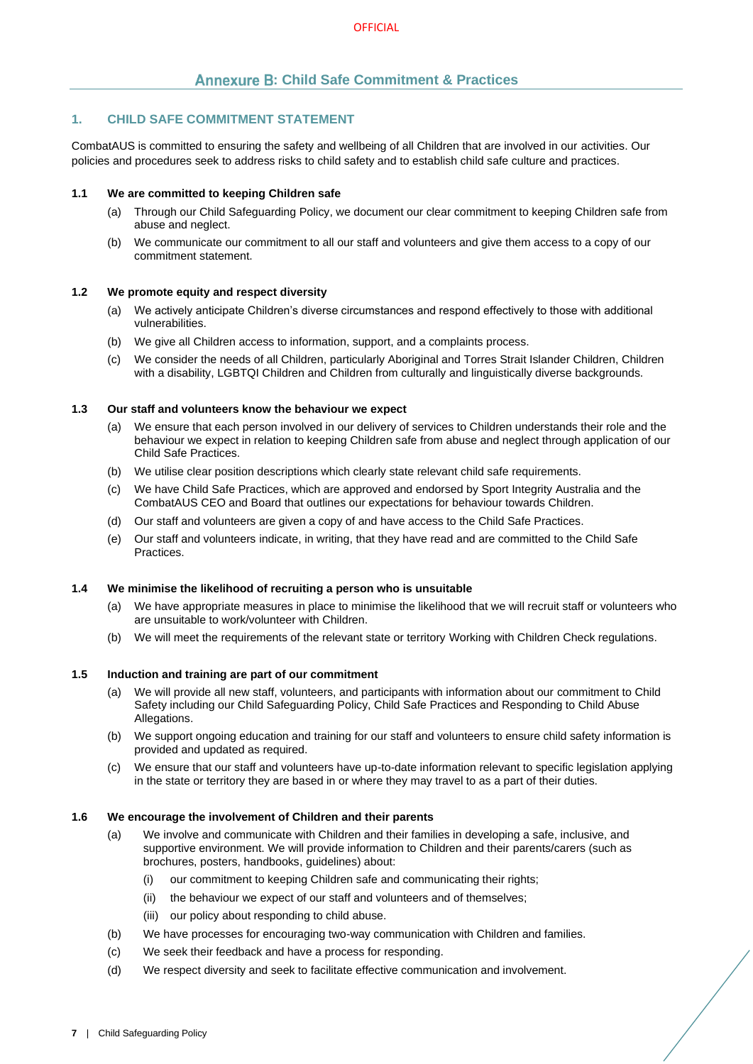# Annexure B: Child Safe Commitment & Practices

## 1. CHILD SAFE COMMITMENT STATEMENT

CombatAUS is committed to ensuring the safety and wellbeing of all Children that are involved in our activities. Our policies and procedures seek to address risks to child safety and to establish child safe culture and practices.

### 1.1 We are committed to keeping Children safe

(a) Through our Child Safeguarding Policy, we document our clear commitment to keeping Children safe from abuse and neglect.

(b) We communicate our commitment to all our staff and volunteers and give them access to a copy of our commitment statement.

### 1.2 We promote equity and respect diversity

(a) We actively anticipate Children's diverse circumstances and respond effectively to those with additional vulnerabilities.

(b) We give all Children access to information, support, and a complaints process.

(c) We consider the needs of all Children, particularly Aboriginal and Torres Strait Islander Children, Children with a disability, LGBTQI Children and Children from culturally and linguistically diverse backgrounds.

### 1.3 Our staff and volunteers know the behaviour we expect

(a) We ensure that each person involved in our delivery of services to Children understands their role and the behaviour we expect in relation to keeping Children safe from abuse and neglect through application of our Child Safe Practices.

(b) We utilise clear position descriptions which clearly state relevant child safe requirements.

(c) We have Child Safe Practices, which are approved and endorsed by Sport Integrity Australia and the CombatAUS CEO and Board that outlines our expectations for behaviour towards Children.

(d) Our staff and volunteers are given a copy of and have access to the Child Safe Practices.

(e) Our staff and volunteers indicate, in writing, that they have read and are committed to the Child Safe Practices.

### 1.4 We minimise the likelihood of recruiting a person who is unsuitable

(a) We have appropriate measures in place to minimise the likelihood that we will recruit staff or volunteers who are unsuitable to work/volunteer with Children.

(b) We will meet the requirements of the relevant state or territory Working with Children Check regulations.

### 1.5 Induction and training are part of our commitment

(a) We will provide all new staff, volunteers, and participants with information about our commitment to Child Safety including our Child Safeguarding Policy, Child Safe Practices and Responding to Child Abuse Allegations.

(b) We support ongoing education and training for our staff and volunteers to ensure child safety information is provided and updated as required.

(c) We ensure that our staff and volunteers have up-to-date information relevant to specific legislation applying in the state or territory they are based in or where they may travel to as a part of their duties.

### 1.6 We encourage the involvement of Children and their parents

(a) We involve and communicate with Children and their families in developing a safe, inclusive, and supportive environment. We will provide information to Children and their parents/carers (such as brochures, posters, handbooks, guidelines) about:

- (i) our commitment to keeping Children safe and communicating their rights;
- (ii) the behaviour we expect of our staff and volunteers and of themselves;
- (iii) our policy about responding to child abuse.

(b) We have processes for encouraging two-way communication with Children and families.

(c) We seek their feedback and have a process for responding.

(d) We respect diversity and seek to facilitate effective communication and involvement.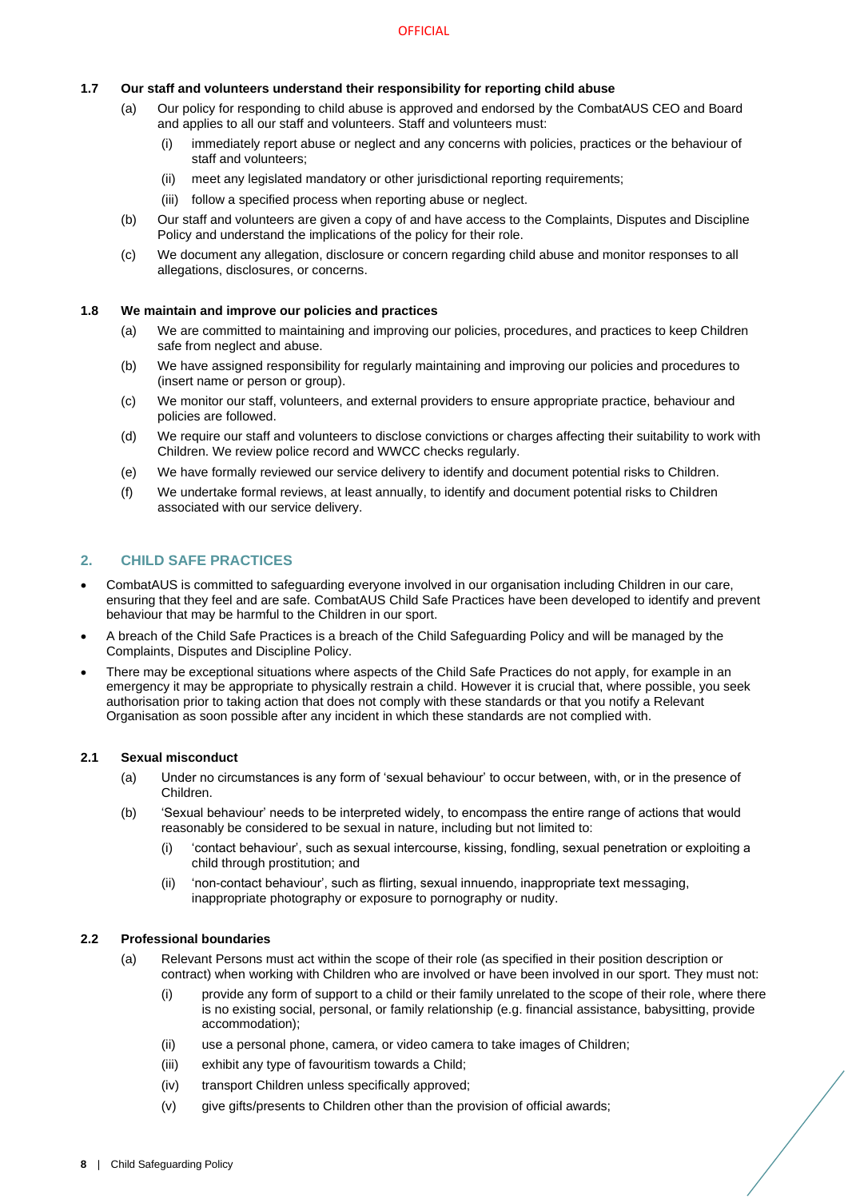### 1.7 Our staff and volunteers understand their responsibility for reporting child abuse

(a) Our policy for responding to child abuse is approved and endorsed by the CombatAUS CEO and Board and applies to all our staff and volunteers. Staff and volunteers must:

  (i) immediately report abuse or neglect and any concerns with policies, practices or the behaviour of staff and volunteers;

  (ii) meet any legislated mandatory or other jurisdictional reporting requirements;

  (iii) follow a specified process when reporting abuse or neglect.

(b) Our staff and volunteers are given a copy of and have access to the Complaints, Disputes and Discipline Policy and understand the implications of the policy for their role.

(c) We document any allegation, disclosure or concern regarding child abuse and monitor responses to all allegations, disclosures, or concerns.

### 1.8 We maintain and improve our policies and practices

(a) We are committed to maintaining and improving our policies, procedures, and practices to keep Children safe from neglect and abuse.

(b) We have assigned responsibility for regularly maintaining and improving our policies and procedures to (insert name or person or group).

(c) We monitor our staff, volunteers, and external providers to ensure appropriate practice, behaviour and policies are followed.

(d) We require our staff and volunteers to disclose convictions or charges affecting their suitability to work with Children. We review police record and WWCC checks regularly.

(e) We have formally reviewed our service delivery to identify and document potential risks to Children.

(f) We undertake formal reviews, at least annually, to identify and document potential risks to Children associated with our service delivery.

## 2. CHILD SAFE PRACTICES

- CombatAUS is committed to safeguarding everyone involved in our organisation including Children in our care, ensuring that they feel and are safe. CombatAUS Child Safe Practices have been developed to identify and prevent behaviour that may be harmful to the Children in our sport.
- A breach of the Child Safe Practices is a breach of the Child Safeguarding Policy and will be managed by the Complaints, Disputes and Discipline Policy.
- There may be exceptional situations where aspects of the Child Safe Practices do not apply, for example in an emergency it may be appropriate to physically restrain a child. However it is crucial that, where possible, you seek authorisation prior to taking action that does not comply with these standards or that you notify a Relevant Organisation as soon possible after any incident in which these standards are not complied with.

### 2.1 Sexual misconduct

(a) Under no circumstances is any form of 'sexual behaviour' to occur between, with, or in the presence of Children.

(b) 'Sexual behaviour' needs to be interpreted widely, to encompass the entire range of actions that would reasonably be considered to be sexual in nature, including but not limited to:

  (i) 'contact behaviour', such as sexual intercourse, kissing, fondling, sexual penetration or exploiting a child through prostitution; and

  (ii) 'non-contact behaviour', such as flirting, sexual innuendo, inappropriate text messaging, inappropriate photography or exposure to pornography or nudity.

### 2.2 Professional boundaries

(a) Relevant Persons must act within the scope of their role (as specified in their position description or contract) when working with Children who are involved or have been involved in our sport. They must not:

  (i) provide any form of support to a child or their family unrelated to the scope of their role, where there is no existing social, personal, or family relationship (e.g. financial assistance, babysitting, provide accommodation);

  (ii) use a personal phone, camera, or video camera to take images of Children;

  (iii) exhibit any type of favouritism towards a Child;

  (iv) transport Children unless specifically approved;

  (v) give gifts/presents to Children other than the provision of official awards;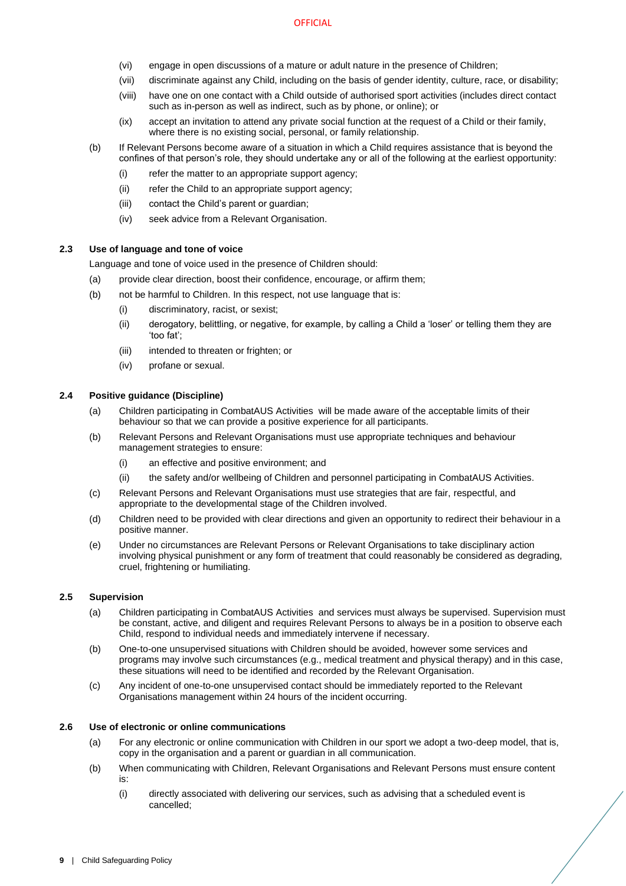(vi) engage in open discussions of a mature or adult nature in the presence of Children;

(vii) discriminate against any Child, including on the basis of gender identity, culture, race, or disability;

(viii) have one on one contact with a Child outside of authorised sport activities (includes direct contact such as in-person as well as indirect, such as by phone, or online); or

(ix) accept an invitation to attend any private social function at the request of a Child or their family, where there is no existing social, personal, or family relationship.

(b) If Relevant Persons become aware of a situation in which a Child requires assistance that is beyond the confines of that person's role, they should undertake any or all of the following at the earliest opportunity:

(i) refer the matter to an appropriate support agency;

(ii) refer the Child to an appropriate support agency;

(iii) contact the Child's parent or guardian;

(iv) seek advice from a Relevant Organisation.

### 2.3 Use of language and tone of voice

Language and tone of voice used in the presence of Children should:

(a) provide clear direction, boost their confidence, encourage, or affirm them;

(b) not be harmful to Children. In this respect, not use language that is:

(i) discriminatory, racist, or sexist;

(ii) derogatory, belittling, or negative, for example, by calling a Child a 'loser' or telling them they are 'too fat';

(iii) intended to threaten or frighten; or

(iv) profane or sexual.

### 2.4 Positive guidance (Discipline)

(a) Children participating in CombatAUS Activities will be made aware of the acceptable limits of their behaviour so that we can provide a positive experience for all participants.

(b) Relevant Persons and Relevant Organisations must use appropriate techniques and behaviour management strategies to ensure:

(i) an effective and positive environment; and

(ii) the safety and/or wellbeing of Children and personnel participating in CombatAUS Activities.

(c) Relevant Persons and Relevant Organisations must use strategies that are fair, respectful, and appropriate to the developmental stage of the Children involved.

(d) Children need to be provided with clear directions and given an opportunity to redirect their behaviour in a positive manner.

(e) Under no circumstances are Relevant Persons or Relevant Organisations to take disciplinary action involving physical punishment or any form of treatment that could reasonably be considered as degrading, cruel, frightening or humiliating.

### 2.5 Supervision

(a) Children participating in CombatAUS Activities and services must always be supervised. Supervision must be constant, active, and diligent and requires Relevant Persons to always be in a position to observe each Child, respond to individual needs and immediately intervene if necessary.

(b) One-to-one unsupervised situations with Children should be avoided, however some services and programs may involve such circumstances (e.g., medical treatment and physical therapy) and in this case, these situations will need to be identified and recorded by the Relevant Organisation.

(c) Any incident of one-to-one unsupervised contact should be immediately reported to the Relevant Organisations management within 24 hours of the incident occurring.

### 2.6 Use of electronic or online communications

(a) For any electronic or online communication with Children in our sport we adopt a two-deep model, that is, copy in the organisation and a parent or guardian in all communication.

(b) When communicating with Children, Relevant Organisations and Relevant Persons must ensure content is:

(i) directly associated with delivering our services, such as advising that a scheduled event is cancelled;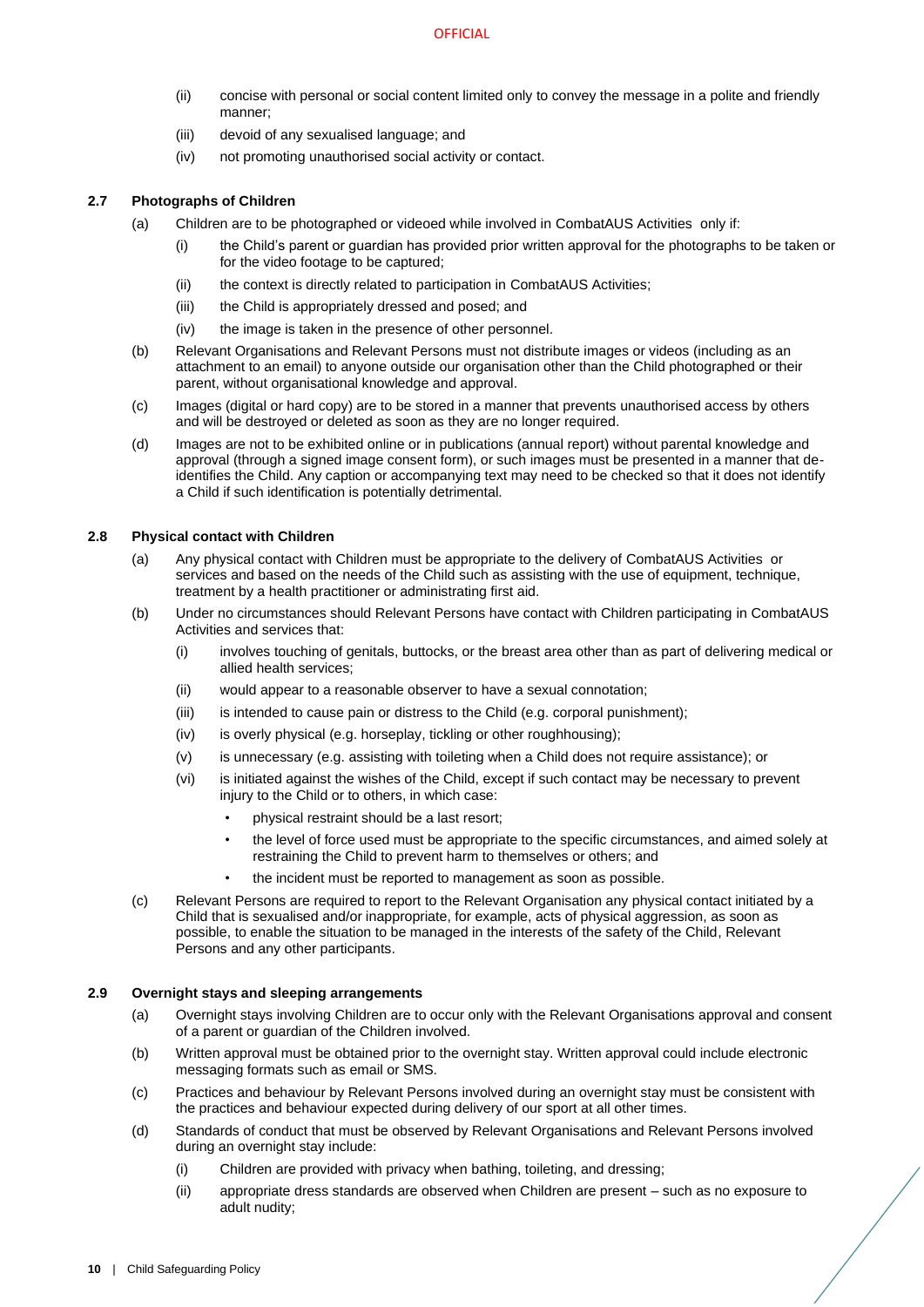(ii) concise with personal or social content limited only to convey the message in a polite and friendly manner;

(iii) devoid of any sexualised language; and

(iv) not promoting unauthorised social activity or contact.

### 2.7 Photographs of Children

(a) Children are to be photographed or videoed while involved in CombatAUS Activities only if:

(i) the Child's parent or guardian has provided prior written approval for the photographs to be taken or for the video footage to be captured;

(ii) the context is directly related to participation in CombatAUS Activities;

(iii) the Child is appropriately dressed and posed; and

(iv) the image is taken in the presence of other personnel.

(b) Relevant Organisations and Relevant Persons must not distribute images or videos (including as an attachment to an email) to anyone outside our organisation other than the Child photographed or their parent, without organisational knowledge and approval.

(c) Images (digital or hard copy) are to be stored in a manner that prevents unauthorised access by others and will be destroyed or deleted as soon as they are no longer required.

(d) Images are not to be exhibited online or in publications (annual report) without parental knowledge and approval (through a signed image consent form), or such images must be presented in a manner that de-identifies the Child. Any caption or accompanying text may need to be checked so that it does not identify a Child if such identification is potentially detrimental.

### 2.8 Physical contact with Children

(a) Any physical contact with Children must be appropriate to the delivery of CombatAUS Activities or services and based on the needs of the Child such as assisting with the use of equipment, technique, treatment by a health practitioner or administrating first aid.

(b) Under no circumstances should Relevant Persons have contact with Children participating in CombatAUS Activities and services that:

(i) involves touching of genitals, buttocks, or the breast area other than as part of delivering medical or allied health services;

(ii) would appear to a reasonable observer to have a sexual connotation;

(iii) is intended to cause pain or distress to the Child (e.g. corporal punishment);

(iv) is overly physical (e.g. horseplay, tickling or other roughhousing);

(v) is unnecessary (e.g. assisting with toileting when a Child does not require assistance); or

(vi) is initiated against the wishes of the Child, except if such contact may be necessary to prevent injury to the Child or to others, in which case:

- physical restraint should be a last resort;
- the level of force used must be appropriate to the specific circumstances, and aimed solely at restraining the Child to prevent harm to themselves or others; and
- the incident must be reported to management as soon as possible.

(c) Relevant Persons are required to report to the Relevant Organisation any physical contact initiated by a Child that is sexualised and/or inappropriate, for example, acts of physical aggression, as soon as possible, to enable the situation to be managed in the interests of the safety of the Child, Relevant Persons and any other participants.

### 2.9 Overnight stays and sleeping arrangements

(a) Overnight stays involving Children are to occur only with the Relevant Organisations approval and consent of a parent or guardian of the Children involved.

(b) Written approval must be obtained prior to the overnight stay. Written approval could include electronic messaging formats such as email or SMS.

(c) Practices and behaviour by Relevant Persons involved during an overnight stay must be consistent with the practices and behaviour expected during delivery of our sport at all other times.

(d) Standards of conduct that must be observed by Relevant Organisations and Relevant Persons involved during an overnight stay include:

(i) Children are provided with privacy when bathing, toileting, and dressing;

(ii) appropriate dress standards are observed when Children are present – such as no exposure to adult nudity;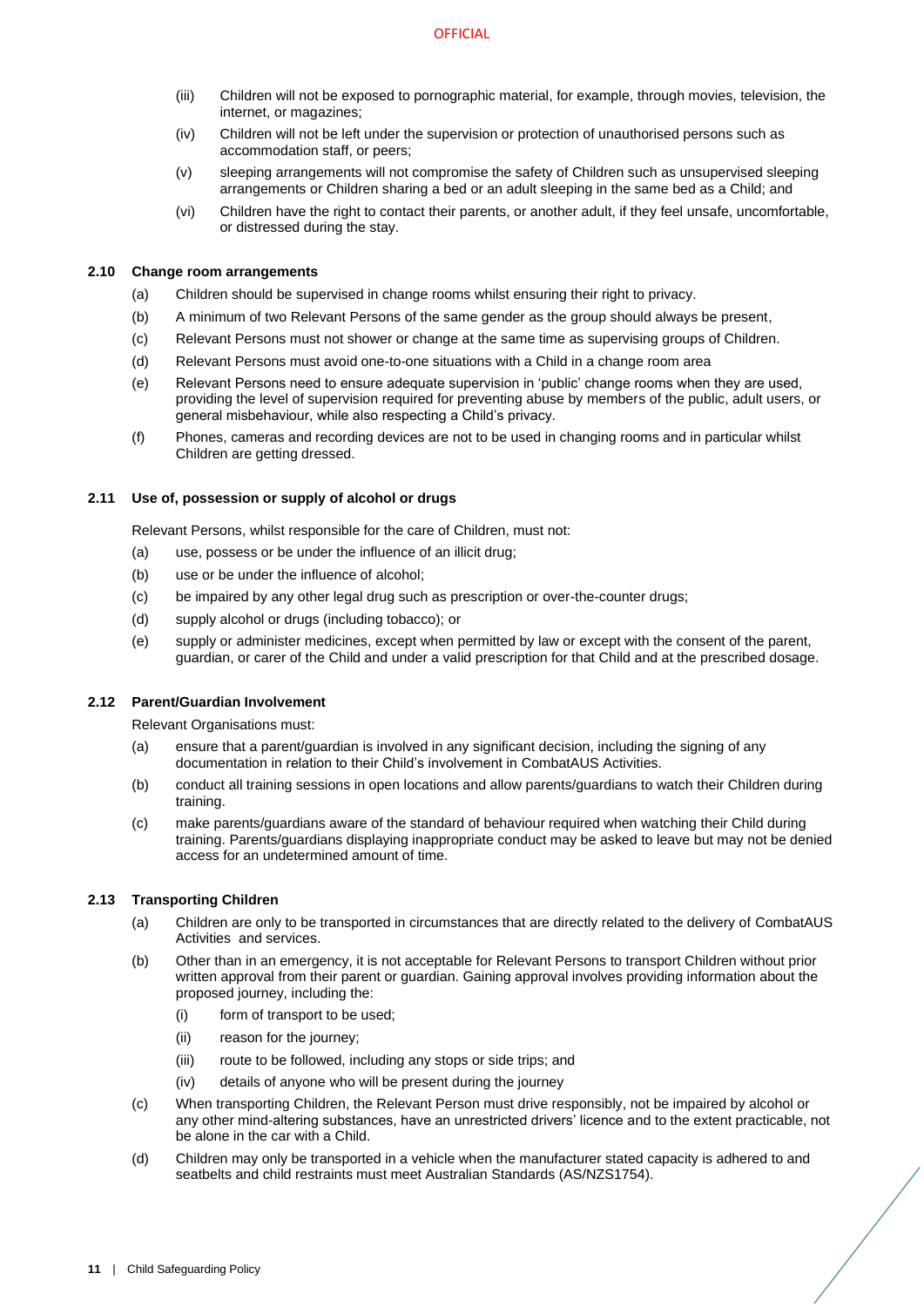(iii) Children will not be exposed to pornographic material, for example, through movies, television, the internet, or magazines;

(iv) Children will not be left under the supervision or protection of unauthorised persons such as accommodation staff, or peers;

(v) sleeping arrangements will not compromise the safety of Children such as unsupervised sleeping arrangements or Children sharing a bed or an adult sleeping in the same bed as a Child; and

(vi) Children have the right to contact their parents, or another adult, if they feel unsafe, uncomfortable, or distressed during the stay.

### 2.10 Change room arrangements

(a) Children should be supervised in change rooms whilst ensuring their right to privacy.

(b) A minimum of two Relevant Persons of the same gender as the group should always be present,

(c) Relevant Persons must not shower or change at the same time as supervising groups of Children.

(d) Relevant Persons must avoid one-to-one situations with a Child in a change room area

(e) Relevant Persons need to ensure adequate supervision in 'public' change rooms when they are used, providing the level of supervision required for preventing abuse by members of the public, adult users, or general misbehaviour, while also respecting a Child's privacy.

(f) Phones, cameras and recording devices are not to be used in changing rooms and in particular whilst Children are getting dressed.

### 2.11 Use of, possession or supply of alcohol or drugs

Relevant Persons, whilst responsible for the care of Children, must not:

(a) use, possess or be under the influence of an illicit drug;

(b) use or be under the influence of alcohol;

(c) be impaired by any other legal drug such as prescription or over-the-counter drugs;

(d) supply alcohol or drugs (including tobacco); or

(e) supply or administer medicines, except when permitted by law or except with the consent of the parent, guardian, or carer of the Child and under a valid prescription for that Child and at the prescribed dosage.

### 2.12 Parent/Guardian Involvement

Relevant Organisations must:

(a) ensure that a parent/guardian is involved in any significant decision, including the signing of any documentation in relation to their Child's involvement in CombatAUS Activities.

(b) conduct all training sessions in open locations and allow parents/guardians to watch their Children during training.

(c) make parents/guardians aware of the standard of behaviour required when watching their Child during training. Parents/guardians displaying inappropriate conduct may be asked to leave but may not be denied access for an undetermined amount of time.

### 2.13 Transporting Children

(a) Children are only to be transported in circumstances that are directly related to the delivery of CombatAUS Activities and services.

(b) Other than in an emergency, it is not acceptable for Relevant Persons to transport Children without prior written approval from their parent or guardian. Gaining approval involves providing information about the proposed journey, including the:

  (i) form of transport to be used;

  (ii) reason for the journey;

  (iii) route to be followed, including any stops or side trips; and

  (iv) details of anyone who will be present during the journey

(c) When transporting Children, the Relevant Person must drive responsibly, not be impaired by alcohol or any other mind-altering substances, have an unrestricted drivers' licence and to the extent practicable, not be alone in the car with a Child.

(d) Children may only be transported in a vehicle when the manufacturer stated capacity is adhered to and seatbelts and child restraints must meet Australian Standards (AS/NZS1754).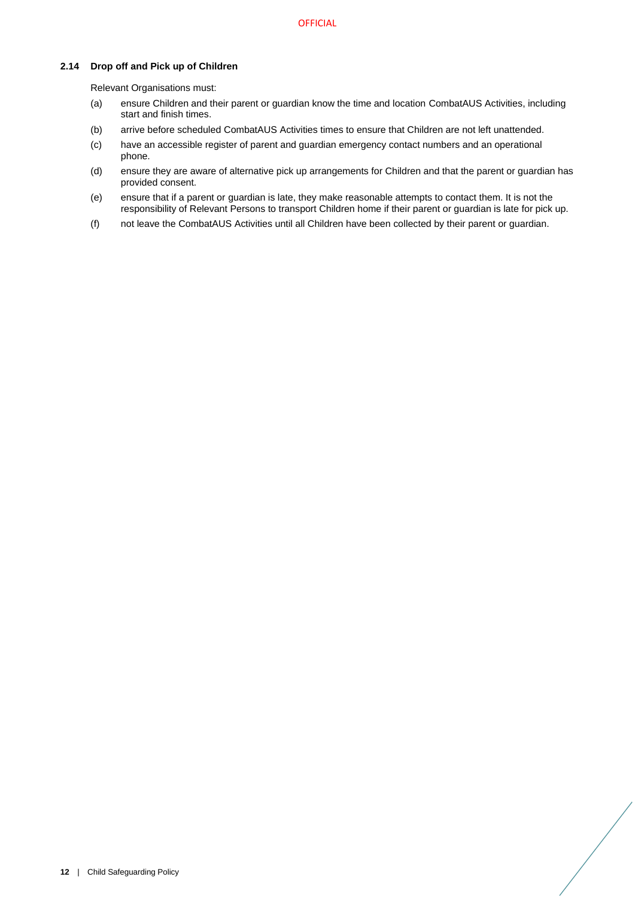### 2.14 Drop off and Pick up of Children

Relevant Organisations must:

(a) ensure Children and their parent or guardian know the time and location CombatAUS Activities, including start and finish times.

(b) arrive before scheduled CombatAUS Activities times to ensure that Children are not left unattended.

(c) have an accessible register of parent and guardian emergency contact numbers and an operational phone.

(d) ensure they are aware of alternative pick up arrangements for Children and that the parent or guardian has provided consent.

(e) ensure that if a parent or guardian is late, they make reasonable attempts to contact them. It is not the responsibility of Relevant Persons to transport Children home if their parent or guardian is late for pick up.

(f) not leave the CombatAUS Activities until all Children have been collected by their parent or guardian.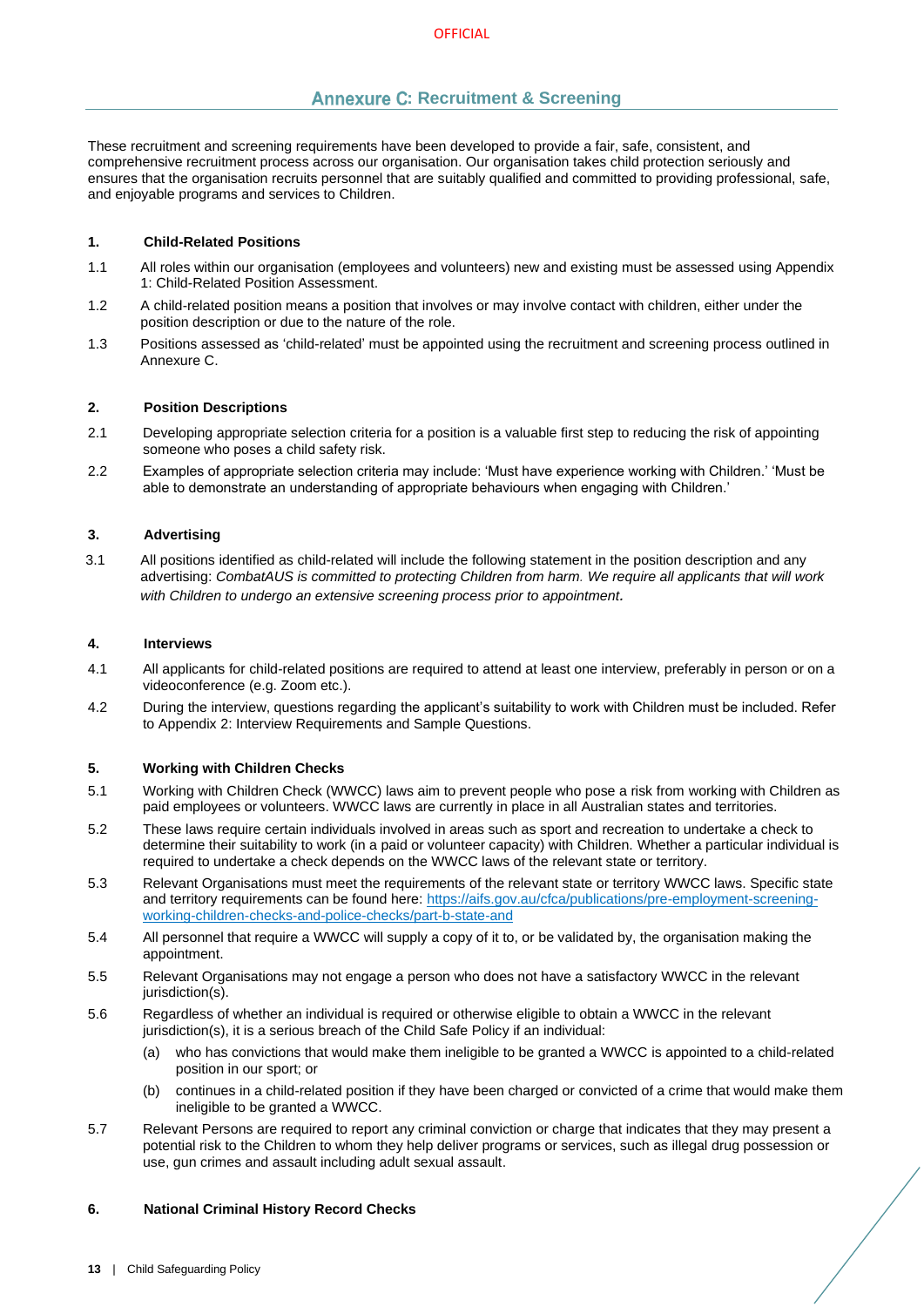## Annexure C: Recruitment & Screening

These recruitment and screening requirements have been developed to provide a fair, safe, consistent, and comprehensive recruitment process across our organisation. Our organisation takes child protection seriously and ensures that the organisation recruits personnel that are suitably qualified and committed to providing professional, safe, and enjoyable programs and services to Children.

### 1. Child-Related Positions

1.1 All roles within our organisation (employees and volunteers) new and existing must be assessed using Appendix 1: Child-Related Position Assessment.

1.2 A child-related position means a position that involves or may involve contact with children, either under the position description or due to the nature of the role.

1.3 Positions assessed as 'child-related' must be appointed using the recruitment and screening process outlined in Annexure C.

### 2. Position Descriptions

2.1 Developing appropriate selection criteria for a position is a valuable first step to reducing the risk of appointing someone who poses a child safety risk.

2.2 Examples of appropriate selection criteria may include: 'Must have experience working with Children.' 'Must be able to demonstrate an understanding of appropriate behaviours when engaging with Children.'

### 3. Advertising

3.1 All positions identified as child-related will include the following statement in the position description and any advertising: *CombatAUS is committed to protecting Children from harm. We require all applicants that will work with Children to undergo an extensive screening process prior to appointment.*

### 4. Interviews

4.1 All applicants for child-related positions are required to attend at least one interview, preferably in person or on a videoconference (e.g. Zoom etc.).

4.2 During the interview, questions regarding the applicant's suitability to work with Children must be included. Refer to Appendix 2: Interview Requirements and Sample Questions.

### 5. Working with Children Checks

5.1 Working with Children Check (WWCC) laws aim to prevent people who pose a risk from working with Children as paid employees or volunteers. WWCC laws are currently in place in all Australian states and territories.

5.2 These laws require certain individuals involved in areas such as sport and recreation to undertake a check to determine their suitability to work (in a paid or volunteer capacity) with Children. Whether a particular individual is required to undertake a check depends on the WWCC laws of the relevant state or territory.

5.3 Relevant Organisations must meet the requirements of the relevant state or territory WWCC laws. Specific state and territory requirements can be found here: [https://aifs.gov.au/cfca/publications/pre-employment-screening-working-children-checks-and-police-checks/part-b-state-and](https://aifs.gov.au/cfca/publications/pre-employment-screening-working-children-checks-and-police-checks/part-b-state-and)

5.4 All personnel that require a WWCC will supply a copy of it to, or be validated by, the organisation making the appointment.

5.5 Relevant Organisations may not engage a person who does not have a satisfactory WWCC in the relevant jurisdiction(s).

5.6 Regardless of whether an individual is required or otherwise eligible to obtain a WWCC in the relevant jurisdiction(s), it is a serious breach of the Child Safe Policy if an individual:

(a) who has convictions that would make them ineligible to be granted a WWCC is appointed to a child-related position in our sport; or

(b) continues in a child-related position if they have been charged or convicted of a crime that would make them ineligible to be granted a WWCC.

5.7 Relevant Persons are required to report any criminal conviction or charge that indicates that they may present a potential risk to the Children to whom they help deliver programs or services, such as illegal drug possession or use, gun crimes and assault including adult sexual assault.

### 6. National Criminal History Record Checks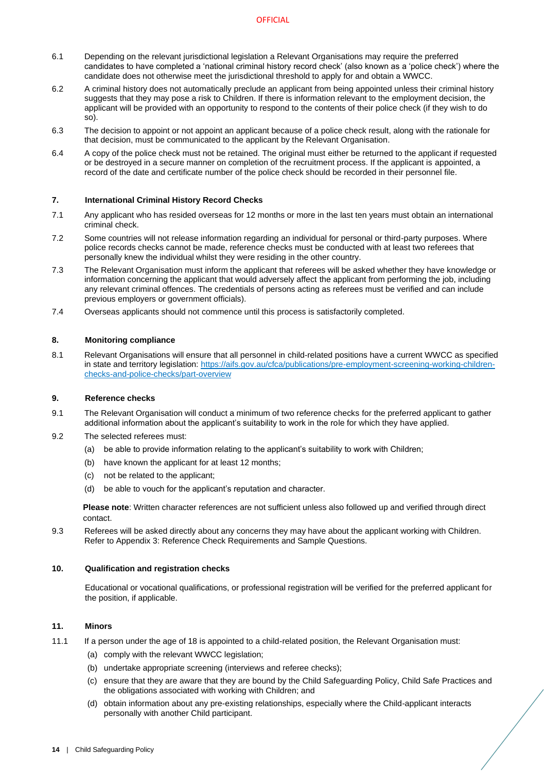6.1 Depending on the relevant jurisdictional legislation a Relevant Organisations may require the preferred candidates to have completed a 'national criminal history record check' (also known as a 'police check') where the candidate does not otherwise meet the jurisdictional threshold to apply for and obtain a WWCC.

6.2 A criminal history does not automatically preclude an applicant from being appointed unless their criminal history suggests that they may pose a risk to Children. If there is information relevant to the employment decision, the applicant will be provided with an opportunity to respond to the contents of their police check (if they wish to do so).

6.3 The decision to appoint or not appoint an applicant because of a police check result, along with the rationale for that decision, must be communicated to the applicant by the Relevant Organisation.

6.4 A copy of the police check must not be retained. The original must either be returned to the applicant if requested or be destroyed in a secure manner on completion of the recruitment process. If the applicant is appointed, a record of the date and certificate number of the police check should be recorded in their personnel file.

## 7. International Criminal History Record Checks

7.1 Any applicant who has resided overseas for 12 months or more in the last ten years must obtain an international criminal check.

7.2 Some countries will not release information regarding an individual for personal or third-party purposes. Where police records checks cannot be made, reference checks must be conducted with at least two referees that personally knew the individual whilst they were residing in the other country.

7.3 The Relevant Organisation must inform the applicant that referees will be asked whether they have knowledge or information concerning the applicant that would adversely affect the applicant from performing the job, including any relevant criminal offences. The credentials of persons acting as referees must be verified and can include previous employers or government officials).

7.4 Overseas applicants should not commence until this process is satisfactorily completed.

## 8. Monitoring compliance

8.1 Relevant Organisations will ensure that all personnel in child-related positions have a current WWCC as specified in state and territory legislation: https://aifs.gov.au/cfca/publications/pre-employment-screening-working-children-checks-and-police-checks/part-overview

## 9. Reference checks

9.1 The Relevant Organisation will conduct a minimum of two reference checks for the preferred applicant to gather additional information about the applicant's suitability to work in the role for which they have applied.

9.2 The selected referees must:

(a) be able to provide information relating to the applicant's suitability to work with Children;

(b) have known the applicant for at least 12 months;

(c) not be related to the applicant;

(d) be able to vouch for the applicant's reputation and character.

**Please note**: Written character references are not sufficient unless also followed up and verified through direct contact.

9.3 Referees will be asked directly about any concerns they may have about the applicant working with Children. Refer to Appendix 3: Reference Check Requirements and Sample Questions.

## 10. Qualification and registration checks

Educational or vocational qualifications, or professional registration will be verified for the preferred applicant for the position, if applicable.

## 11. Minors

11.1 If a person under the age of 18 is appointed to a child-related position, the Relevant Organisation must:

(a) comply with the relevant WWCC legislation;

(b) undertake appropriate screening (interviews and referee checks);

(c) ensure that they are aware that they are bound by the Child Safeguarding Policy, Child Safe Practices and the obligations associated with working with Children; and

(d) obtain information about any pre-existing relationships, especially where the Child-applicant interacts personally with another Child participant.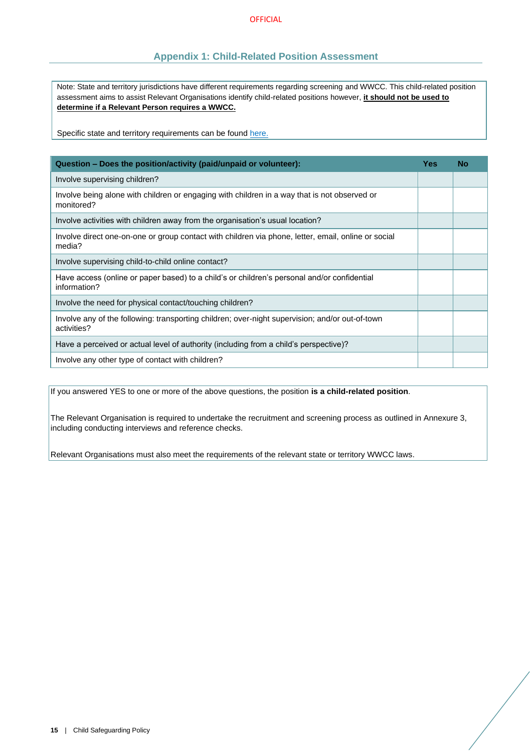## Appendix 1: Child-Related Position Assessment

Note: State and territory jurisdictions have different requirements regarding screening and WWCC. This child-related position assessment aims to assist Relevant Organisations identify child-related positions however, **it should not be used to determine if a Relevant Person requires a WWCC.**

Specific state and territory requirements can be found [here.](here.)

| Question – Does the position/activity (paid/unpaid or volunteer): | Yes | No |
|---|---|---|
| Involve supervising children? | | |
| Involve being alone with children or engaging with children in a way that is not observed or monitored? | | |
| Involve activities with children away from the organisation's usual location? | | |
| Involve direct one-on-one or group contact with children via phone, letter, email, online or social media? | | |
| Involve supervising child-to-child online contact? | | |
| Have access (online or paper based) to a child's or children's personal and/or confidential information? | | |
| Involve the need for physical contact/touching children? | | |
| Involve any of the following: transporting children; over-night supervision; and/or out-of-town activities? | | |
| Have a perceived or actual level of authority (including from a child's perspective)? | | |
| Involve any other type of contact with children? | | |

If you answered YES to one or more of the above questions, the position **is a child-related position**.

The Relevant Organisation is required to undertake the recruitment and screening process as outlined in Annexure 3, including conducting interviews and reference checks.

Relevant Organisations must also meet the requirements of the relevant state or territory WWCC laws.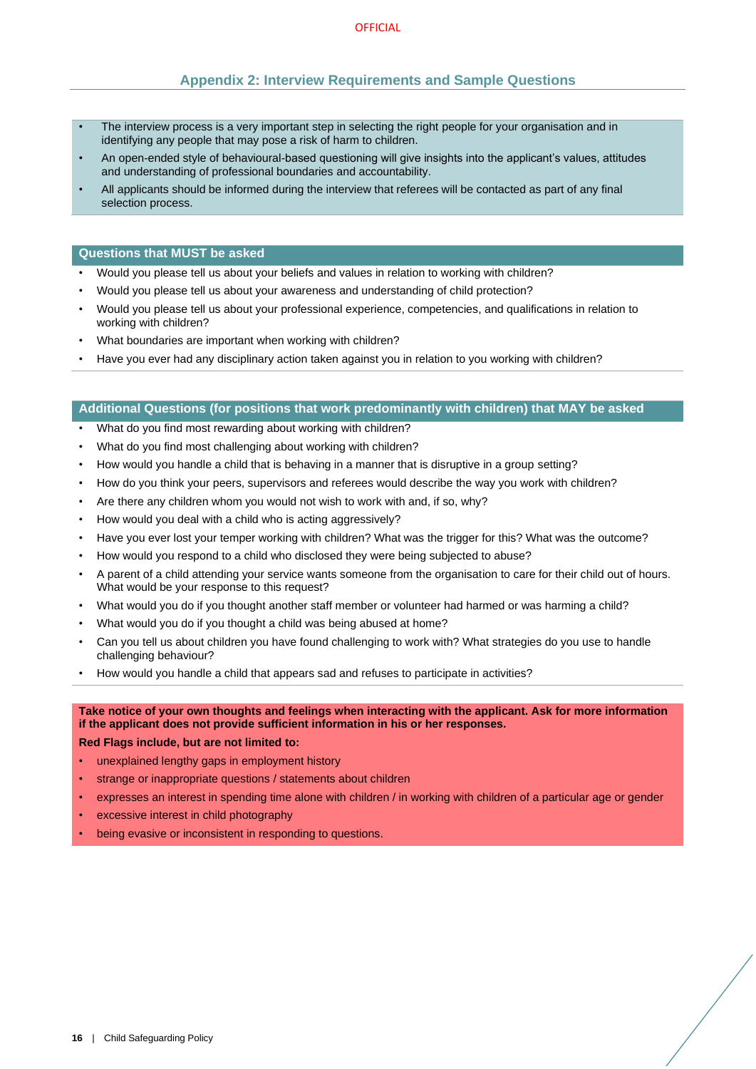## Appendix 2: Interview Requirements and Sample Questions

- The interview process is a very important step in selecting the right people for your organisation and in identifying any people that may pose a risk of harm to children.
- An open-ended style of behavioural-based questioning will give insights into the applicant's values, attitudes and understanding of professional boundaries and accountability.
- All applicants should be informed during the interview that referees will be contacted as part of any final selection process.

### Questions that MUST be asked

- Would you please tell us about your beliefs and values in relation to working with children?
- Would you please tell us about your awareness and understanding of child protection?
- Would you please tell us about your professional experience, competencies, and qualifications in relation to working with children?
- What boundaries are important when working with children?
- Have you ever had any disciplinary action taken against you in relation to you working with children?

### Additional Questions (for positions that work predominantly with children) that MAY be asked

- What do you find most rewarding about working with children?
- What do you find most challenging about working with children?
- How would you handle a child that is behaving in a manner that is disruptive in a group setting?
- How do you think your peers, supervisors and referees would describe the way you work with children?
- Are there any children whom you would not wish to work with and, if so, why?
- How would you deal with a child who is acting aggressively?
- Have you ever lost your temper working with children? What was the trigger for this? What was the outcome?
- How would you respond to a child who disclosed they were being subjected to abuse?
- A parent of a child attending your service wants someone from the organisation to care for their child out of hours. What would be your response to this request?
- What would you do if you thought another staff member or volunteer had harmed or was harming a child?
- What would you do if you thought a child was being abused at home?
- Can you tell us about children you have found challenging to work with? What strategies do you use to handle challenging behaviour?
- How would you handle a child that appears sad and refuses to participate in activities?

**Take notice of your own thoughts and feelings when interacting with the applicant. Ask for more information if the applicant does not provide sufficient information in his or her responses.**

**Red Flags include, but are not limited to:**

- unexplained lengthy gaps in employment history
- strange or inappropriate questions / statements about children
- expresses an interest in spending time alone with children / in working with children of a particular age or gender
- excessive interest in child photography
- being evasive or inconsistent in responding to questions.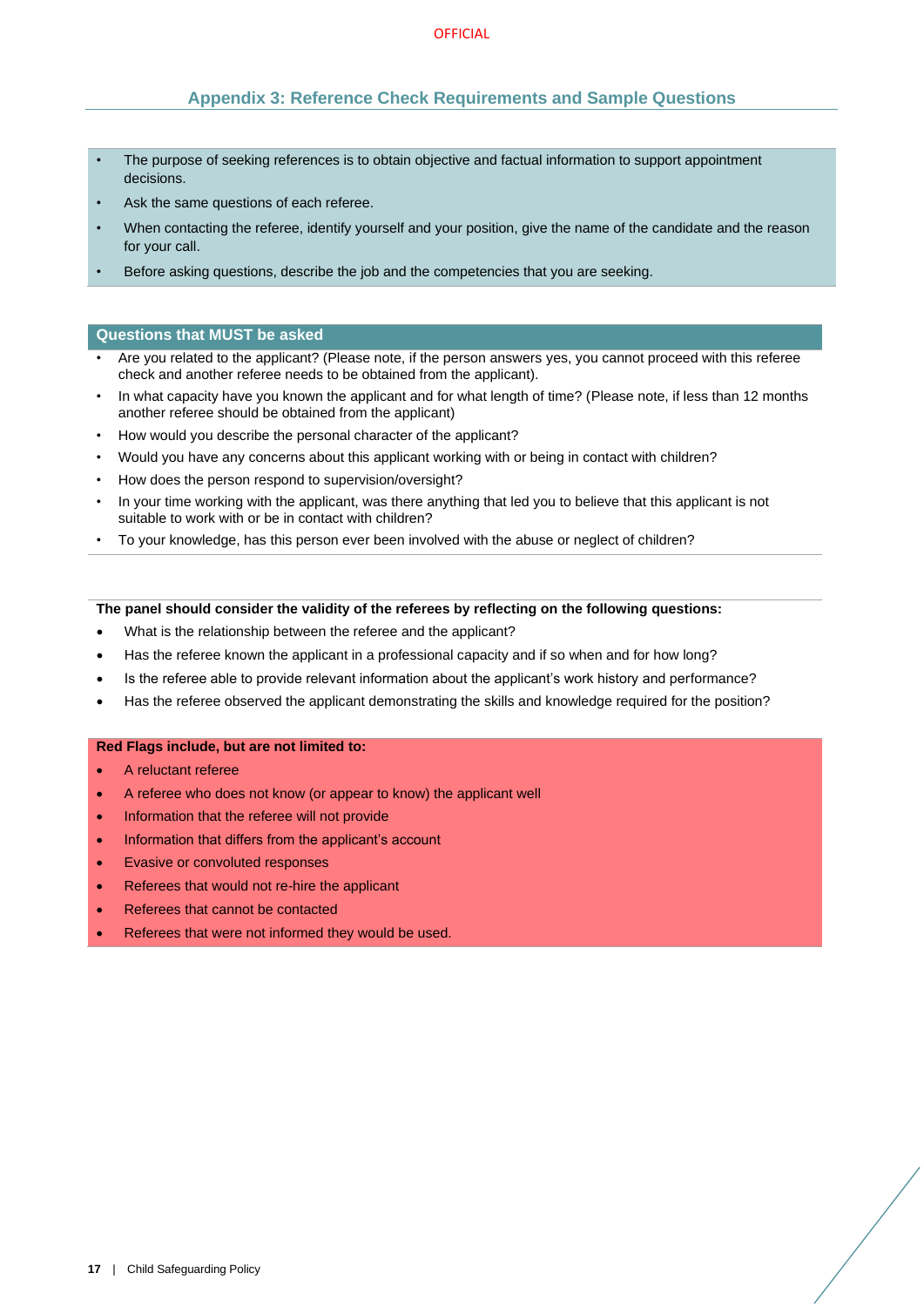## Appendix 3: Reference Check Requirements and Sample Questions

- The purpose of seeking references is to obtain objective and factual information to support appointment decisions.
- Ask the same questions of each referee.
- When contacting the referee, identify yourself and your position, give the name of the candidate and the reason for your call.
- Before asking questions, describe the job and the competencies that you are seeking.

**Questions that MUST be asked**

- Are you related to the applicant? (Please note, if the person answers yes, you cannot proceed with this referee check and another referee needs to be obtained from the applicant).
- In what capacity have you known the applicant and for what length of time? (Please note, if less than 12 months another referee should be obtained from the applicant)
- How would you describe the personal character of the applicant?
- Would you have any concerns about this applicant working with or being in contact with children?
- How does the person respond to supervision/oversight?
- In your time working with the applicant, was there anything that led you to believe that this applicant is not suitable to work with or be in contact with children?
- To your knowledge, has this person ever been involved with the abuse or neglect of children?

**The panel should consider the validity of the referees by reflecting on the following questions:**

- What is the relationship between the referee and the applicant?
- Has the referee known the applicant in a professional capacity and if so when and for how long?
- Is the referee able to provide relevant information about the applicant's work history and performance?
- Has the referee observed the applicant demonstrating the skills and knowledge required for the position?

**Red Flags include, but are not limited to:**

- A reluctant referee
- A referee who does not know (or appear to know) the applicant well
- Information that the referee will not provide
- Information that differs from the applicant's account
- Evasive or convoluted responses
- Referees that would not re-hire the applicant
- Referees that cannot be contacted
- Referees that were not informed they would be used.